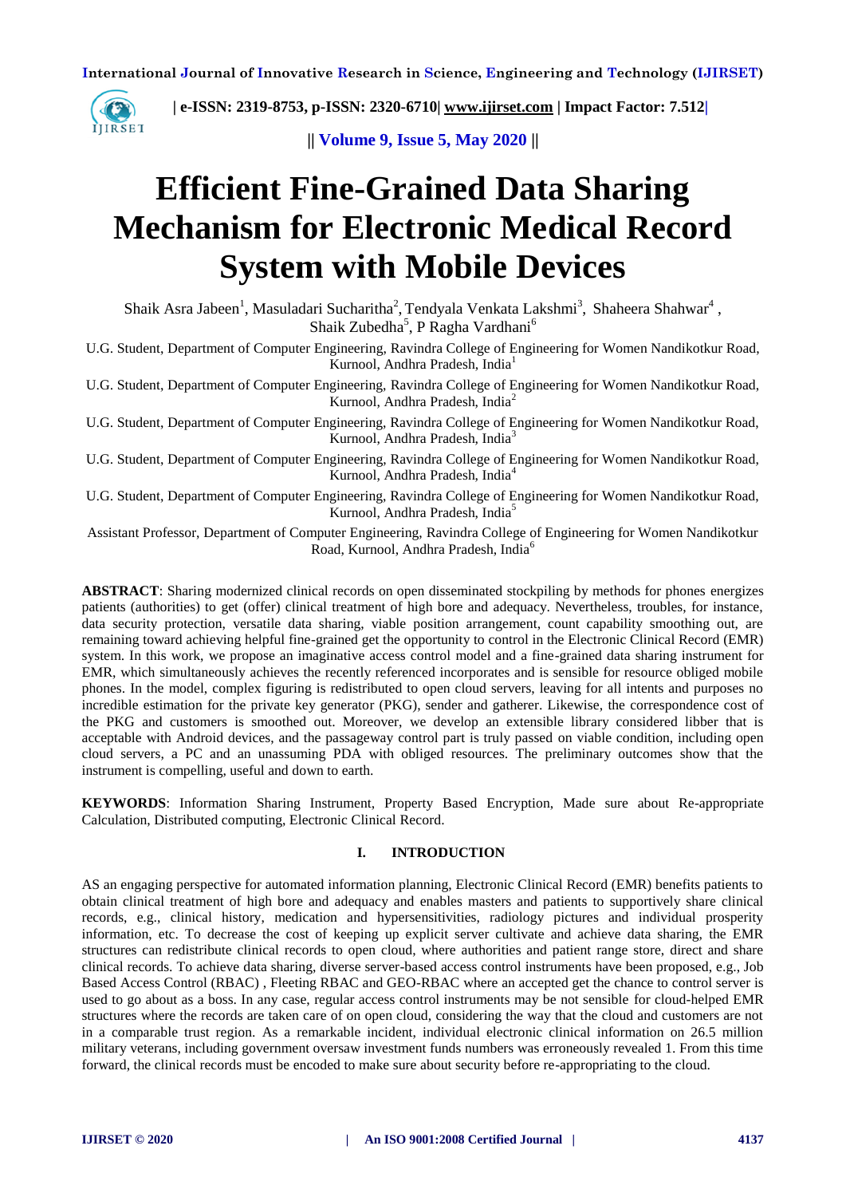# Efficient Fine-Grained Data Sharing Mechanism for Electronic Medical Record System with Mobile Devices

Shaik Asra Jabeen[1], Masuladari Sucharitha[2], Tendyala Venkata Lakshmi[3], Shaheera Shahwar[4], Shaik Zubedha[5], P Ragha Vardhani[6]

U.G. Student, Department of Computer Engineering, Ravindra College of Engineering for Women Nandikotkur Road, Kurnool, Andhra Pradesh, India[1]

U.G. Student, Department of Computer Engineering, Ravindra College of Engineering for Women Nandikotkur Road, Kurnool, Andhra Pradesh, India[2]

U.G. Student, Department of Computer Engineering, Ravindra College of Engineering for Women Nandikotkur Road, Kurnool, Andhra Pradesh, India[3]

U.G. Student, Department of Computer Engineering, Ravindra College of Engineering for Women Nandikotkur Road, Kurnool, Andhra Pradesh, India[4]

U.G. Student, Department of Computer Engineering, Ravindra College of Engineering for Women Nandikotkur Road, Kurnool, Andhra Pradesh, India[5]

Assistant Professor, Department of Computer Engineering, Ravindra College of Engineering for Women Nandikotkur Road, Kurnool, Andhra Pradesh, India[6]

**ABSTRACT**: Sharing modernized clinical records on open disseminated stockpiling by methods for phones energizes patients (authorities) to get (offer) clinical treatment of high bore and adequacy. Nevertheless, troubles, for instance, data security protection, versatile data sharing, viable position arrangement, count capability smoothing out, are remaining toward achieving helpful fine-grained get the opportunity to control in the Electronic Clinical Record (EMR) system. In this work, we propose an imaginative access control model and a fine-grained data sharing instrument for EMR, which simultaneously achieves the recently referenced incorporates and is sensible for resource obliged mobile phones. In the model, complex figuring is redistributed to open cloud servers, leaving for all intents and purposes no incredible estimation for the private key generator (PKG), sender and gatherer. Likewise, the correspondence cost of the PKG and customers is smoothed out. Moreover, we develop an extensible library considered libber that is acceptable with Android devices, and the passageway control part is truly passed on viable condition, including open cloud servers, a PC and an unassuming PDA with obliged resources. The preliminary outcomes show that the instrument is compelling, useful and down to earth.

**KEYWORDS**: Information Sharing Instrument, Property Based Encryption, Made sure about Re-appropriate Calculation, Distributed computing, Electronic Clinical Record.

## I. INTRODUCTION

AS an engaging perspective for automated information planning, Electronic Clinical Record (EMR) benefits patients to obtain clinical treatment of high bore and adequacy and enables masters and patients to supportively share clinical records, e.g., clinical history, medication and hypersensitivities, radiology pictures and individual prosperity information, etc. To decrease the cost of keeping up explicit server cultivate and achieve data sharing, the EMR structures can redistribute clinical records to open cloud, where authorities and patient range store, direct and share clinical records. To achieve data sharing, diverse server-based access control instruments have been proposed, e.g., Job Based Access Control (RBAC) , Fleeting RBAC and GEO-RBAC where an accepted get the chance to control server is used to go about as a boss. In any case, regular access control instruments may be not sensible for cloud-helped EMR structures where the records are taken care of on open cloud, considering the way that the cloud and customers are not in a comparable trust region. As a remarkable incident, individual electronic clinical information on 26.5 million military veterans, including government oversaw investment funds numbers was erroneously revealed 1. From this time forward, the clinical records must be encoded to make sure about security before re-appropriating to the cloud.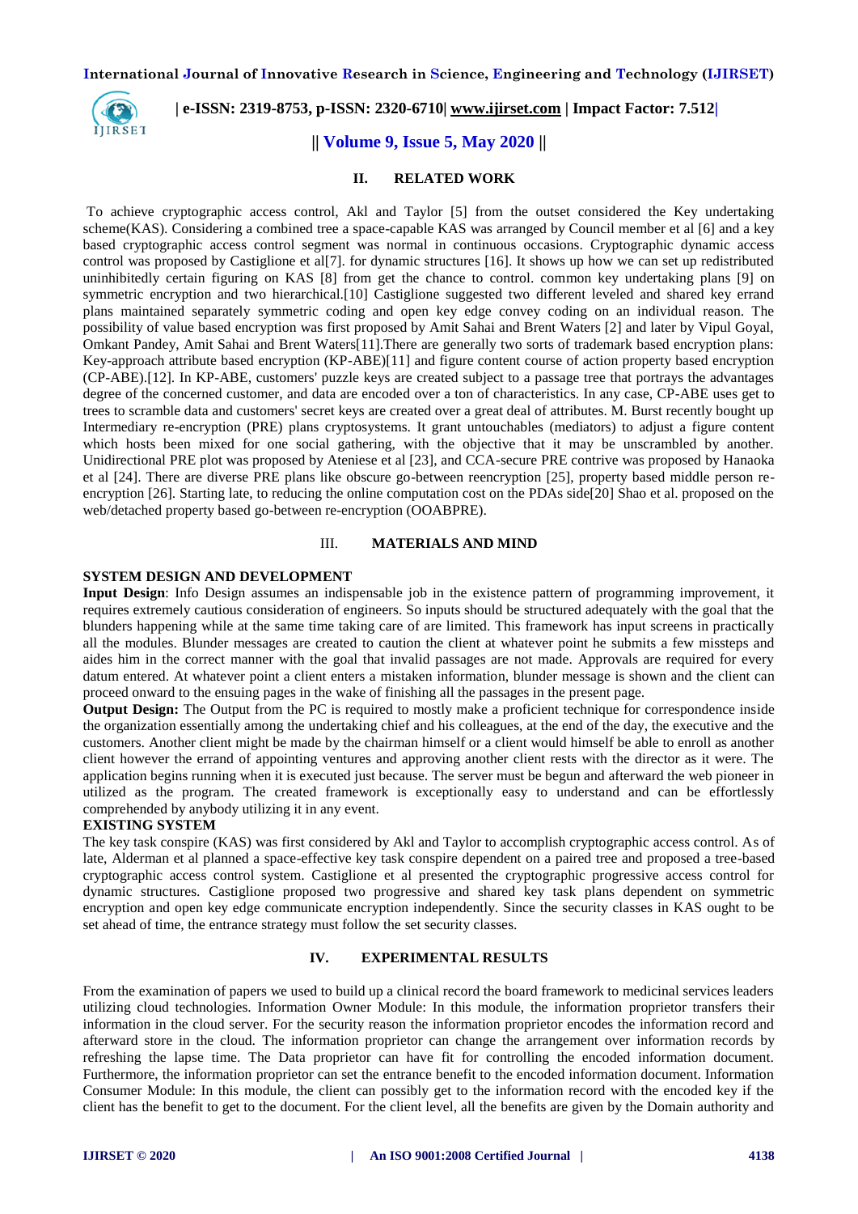## II. RELATED WORK

To achieve cryptographic access control, Akl and Taylor [5] from the outset considered the Key undertaking scheme(KAS). Considering a combined tree a space-capable KAS was arranged by Council member et al [6] and a key based cryptographic access control segment was normal in continuous occasions. Cryptographic dynamic access control was proposed by Castiglione et al[7]. for dynamic structures [16]. It shows up how we can set up redistributed uninhibitedly certain figuring on KAS [8] from get the chance to control. common key undertaking plans [9] on symmetric encryption and two hierarchical.[10] Castiglione suggested two different leveled and shared key errand plans maintained separately symmetric coding and open key edge convey coding on an individual reason. The possibility of value based encryption was first proposed by Amit Sahai and Brent Waters [2] and later by Vipul Goyal, Omkant Pandey, Amit Sahai and Brent Waters[11].There are generally two sorts of trademark based encryption plans: Key-approach attribute based encryption (KP-ABE)[11] and figure content course of action property based encryption (CP-ABE).[12]. In KP-ABE, customers' puzzle keys are created subject to a passage tree that portrays the advantages degree of the concerned customer, and data are encoded over a ton of characteristics. In any case, CP-ABE uses get to trees to scramble data and customers' secret keys are created over a great deal of attributes. M. Burst recently bought up Intermediary re-encryption (PRE) plans cryptosystems. It grant untouchables (mediators) to adjust a figure content which hosts been mixed for one social gathering, with the objective that it may be unscrambled by another. Unidirectional PRE plot was proposed by Ateniese et al [23], and CCA-secure PRE contrive was proposed by Hanaoka et al [24]. There are diverse PRE plans like obscure go-between reencryption [25], property based middle person re-encryption [26]. Starting late, to reducing the online computation cost on the PDAs side[20] Shao et al. proposed on the web/detached property based go-between re-encryption (OOABPRE).

## III. MATERIALS AND MIND

**SYSTEM DESIGN AND DEVELOPMENT**

**Input Design**: Info Design assumes an indispensable job in the existence pattern of programming improvement, it requires extremely cautious consideration of engineers. So inputs should be structured adequately with the goal that the blunders happening while at the same time taking care of are limited. This framework has input screens in practically all the modules. Blunder messages are created to caution the client at whatever point he submits a few missteps and aides him in the correct manner with the goal that invalid passages are not made. Approvals are required for every datum entered. At whatever point a client enters a mistaken information, blunder message is shown and the client can proceed onward to the ensuing pages in the wake of finishing all the passages in the present page.

**Output Design:** The Output from the PC is required to mostly make a proficient technique for correspondence inside the organization essentially among the undertaking chief and his colleagues, at the end of the day, the executive and the customers. Another client might be made by the chairman himself or a client would himself be able to enroll as another client however the errand of appointing ventures and approving another client rests with the director as it were. The application begins running when it is executed just because. The server must be begun and afterward the web pioneer in utilized as the program. The created framework is exceptionally easy to understand and can be effortlessly comprehended by anybody utilizing it in any event.

**EXISTING SYSTEM**

The key task conspire (KAS) was first considered by Akl and Taylor to accomplish cryptographic access control. As of late, Alderman et al planned a space-effective key task conspire dependent on a paired tree and proposed a tree-based cryptographic access control system. Castiglione et al presented the cryptographic progressive access control for dynamic structures. Castiglione proposed two progressive and shared key task plans dependent on symmetric encryption and open key edge communicate encryption independently. Since the security classes in KAS ought to be set ahead of time, the entrance strategy must follow the set security classes.

## IV. EXPERIMENTAL RESULTS

From the examination of papers we used to build up a clinical record the board framework to medicinal services leaders utilizing cloud technologies. Information Owner Module: In this module, the information proprietor transfers their information in the cloud server. For the security reason the information proprietor encodes the information record and afterward store in the cloud. The information proprietor can change the arrangement over information records by refreshing the lapse time. The Data proprietor can have fit for controlling the encoded information document. Furthermore, the information proprietor can set the entrance benefit to the encoded information document. Information Consumer Module: In this module, the client can possibly get to the information record with the encoded key if the client has the benefit to get to the document. For the client level, all the benefits are given by the Domain authority and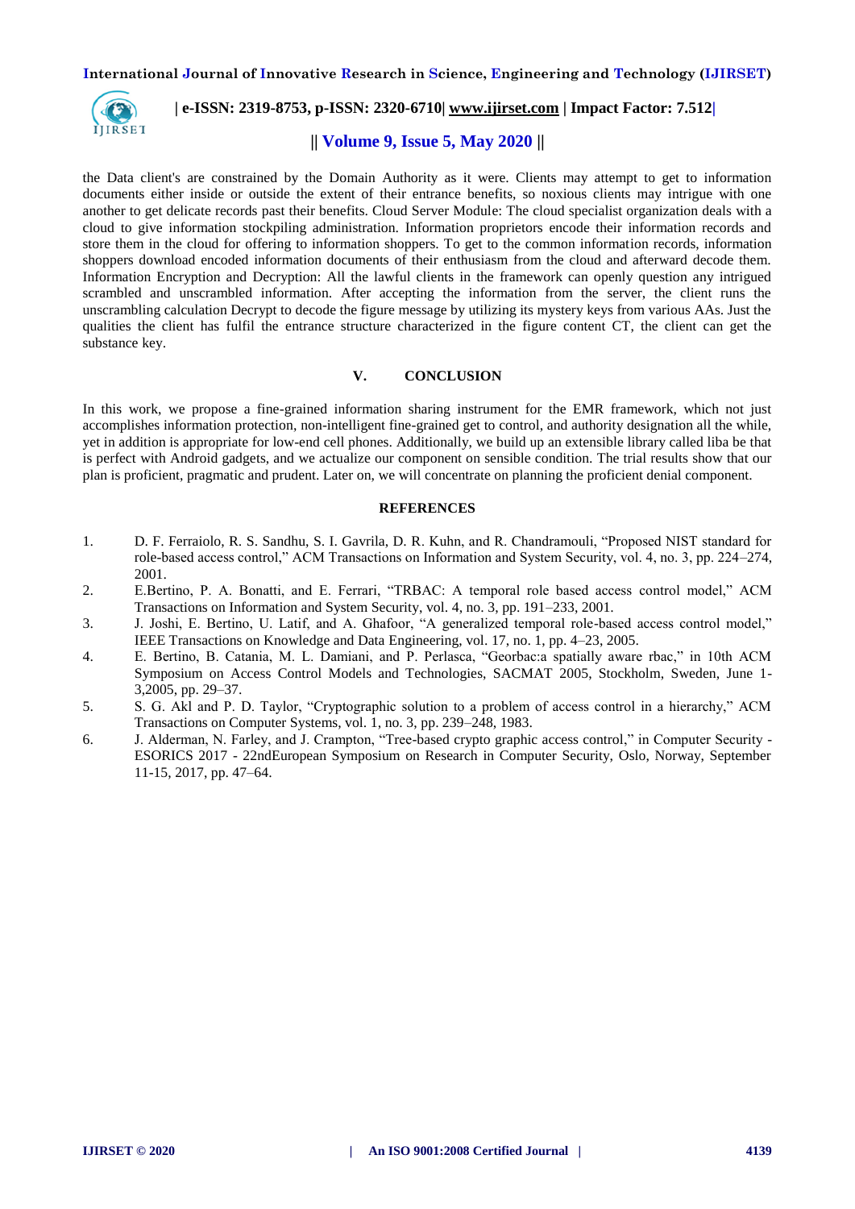the Data client's are constrained by the Domain Authority as it were. Clients may attempt to get to information documents either inside or outside the extent of their entrance benefits, so noxious clients may intrigue with one another to get delicate records past their benefits. Cloud Server Module: The cloud specialist organization deals with a cloud to give information stockpiling administration. Information proprietors encode their information records and store them in the cloud for offering to information shoppers. To get to the common information records, information shoppers download encoded information documents of their enthusiasm from the cloud and afterward decode them. Information Encryption and Decryption: All the lawful clients in the framework can openly question any intrigued scrambled and unscrambled information. After accepting the information from the server, the client runs the unscrambling calculation Decrypt to decode the figure message by utilizing its mystery keys from various AAs. Just the qualities the client has fulfil the entrance structure characterized in the figure content CT, the client can get the substance key.

## V. CONCLUSION

In this work, we propose a fine-grained information sharing instrument for the EMR framework, which not just accomplishes information protection, non-intelligent fine-grained get to control, and authority designation all the while, yet in addition is appropriate for low-end cell phones. Additionally, we build up an extensible library called liba be that is perfect with Android gadgets, and we actualize our component on sensible condition. The trial results show that our plan is proficient, pragmatic and prudent. Later on, we will concentrate on planning the proficient denial component.

## REFERENCES

1. D. F. Ferraiolo, R. S. Sandhu, S. I. Gavrila, D. R. Kuhn, and R. Chandramouli, "Proposed NIST standard for role-based access control," ACM Transactions on Information and System Security, vol. 4, no. 3, pp. 224–274, 2001.
2. E.Bertino, P. A. Bonatti, and E. Ferrari, "TRBAC: A temporal role based access control model," ACM Transactions on Information and System Security, vol. 4, no. 3, pp. 191–233, 2001.
3. J. Joshi, E. Bertino, U. Latif, and A. Ghafoor, "A generalized temporal role-based access control model," IEEE Transactions on Knowledge and Data Engineering, vol. 17, no. 1, pp. 4–23, 2005.
4. E. Bertino, B. Catania, M. L. Damiani, and P. Perlasca, "Georbac:a spatially aware rbac," in 10th ACM Symposium on Access Control Models and Technologies, SACMAT 2005, Stockholm, Sweden, June 1-3,2005, pp. 29–37.
5. S. G. Akl and P. D. Taylor, "Cryptographic solution to a problem of access control in a hierarchy," ACM Transactions on Computer Systems, vol. 1, no. 3, pp. 239–248, 1983.
6. J. Alderman, N. Farley, and J. Crampton, "Tree-based crypto graphic access control," in Computer Security - ESORICS 2017 - 22ndEuropean Symposium on Research in Computer Security, Oslo, Norway, September 11-15, 2017, pp. 47–64.